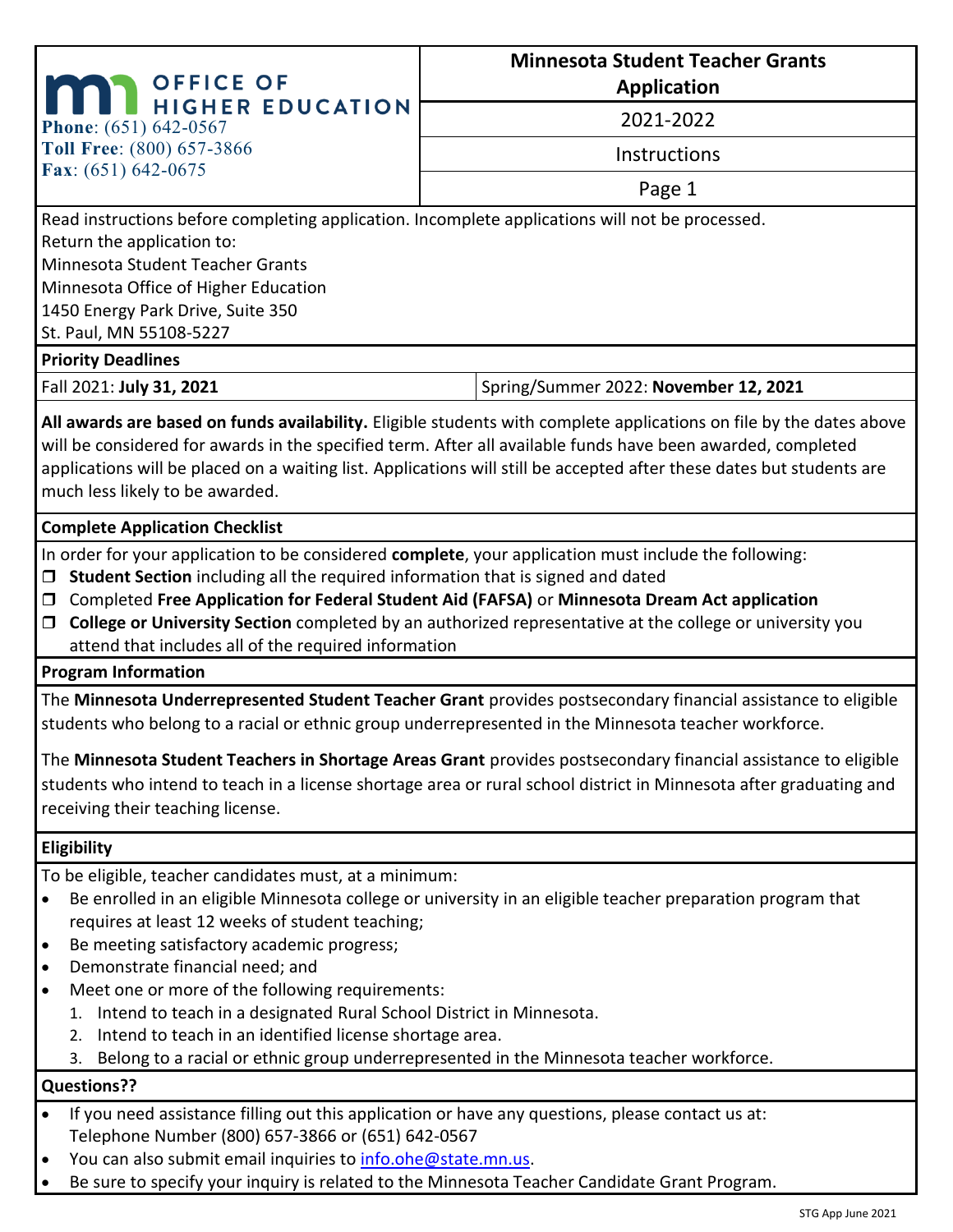**OFFICE OF HIGHER EDUCATION**

**Phone**: (651) 642-0567
**Toll Free**: (800) 657-3866
**Fax**: (651) 642-0675

# Minnesota Student Teacher Grants Application

2021-2022

Instructions

Read instructions before completing application. Incomplete applications will not be processed.

Return the application to:
Minnesota Student Teacher Grants
Minnesota Office of Higher Education
1450 Energy Park Drive, Suite 350
St. Paul, MN 55108-5227

## Priority Deadlines

| Fall 2021: **July 31, 2021** | Spring/Summer 2022: **November 12, 2021** |
|---|---|

**All awards are based on funds availability.** Eligible students with complete applications on file by the dates above will be considered for awards in the specified term. After all available funds have been awarded, completed applications will be placed on a waiting list. Applications will still be accepted after these dates but students are much less likely to be awarded.

## Complete Application Checklist

In order for your application to be considered **complete**, your application must include the following:

- ☐ **Student Section** including all the required information that is signed and dated
- ☐ Completed **Free Application for Federal Student Aid (FAFSA)** or **Minnesota Dream Act application**
- ☐ **College or University Section** completed by an authorized representative at the college or university you attend that includes all of the required information

## Program Information

The **Minnesota Underrepresented Student Teacher Grant** provides postsecondary financial assistance to eligible students who belong to a racial or ethnic group underrepresented in the Minnesota teacher workforce.

The **Minnesota Student Teachers in Shortage Areas Grant** provides postsecondary financial assistance to eligible students who intend to teach in a license shortage area or rural school district in Minnesota after graduating and receiving their teaching license.

## Eligibility

To be eligible, teacher candidates must, at a minimum:

- Be enrolled in an eligible Minnesota college or university in an eligible teacher preparation program that requires at least 12 weeks of student teaching;
- Be meeting satisfactory academic progress;
- Demonstrate financial need; and
- Meet one or more of the following requirements:
  1. Intend to teach in a designated Rural School District in Minnesota.
  2. Intend to teach in an identified license shortage area.
  3. Belong to a racial or ethnic group underrepresented in the Minnesota teacher workforce.

## Questions??

- If you need assistance filling out this application or have any questions, please contact us at: Telephone Number (800) 657-3866 or (651) 642-0567
- You can also submit email inquiries to info.ohe@state.mn.us.
- Be sure to specify your inquiry is related to the Minnesota Teacher Candidate Grant Program.

STG App June 2021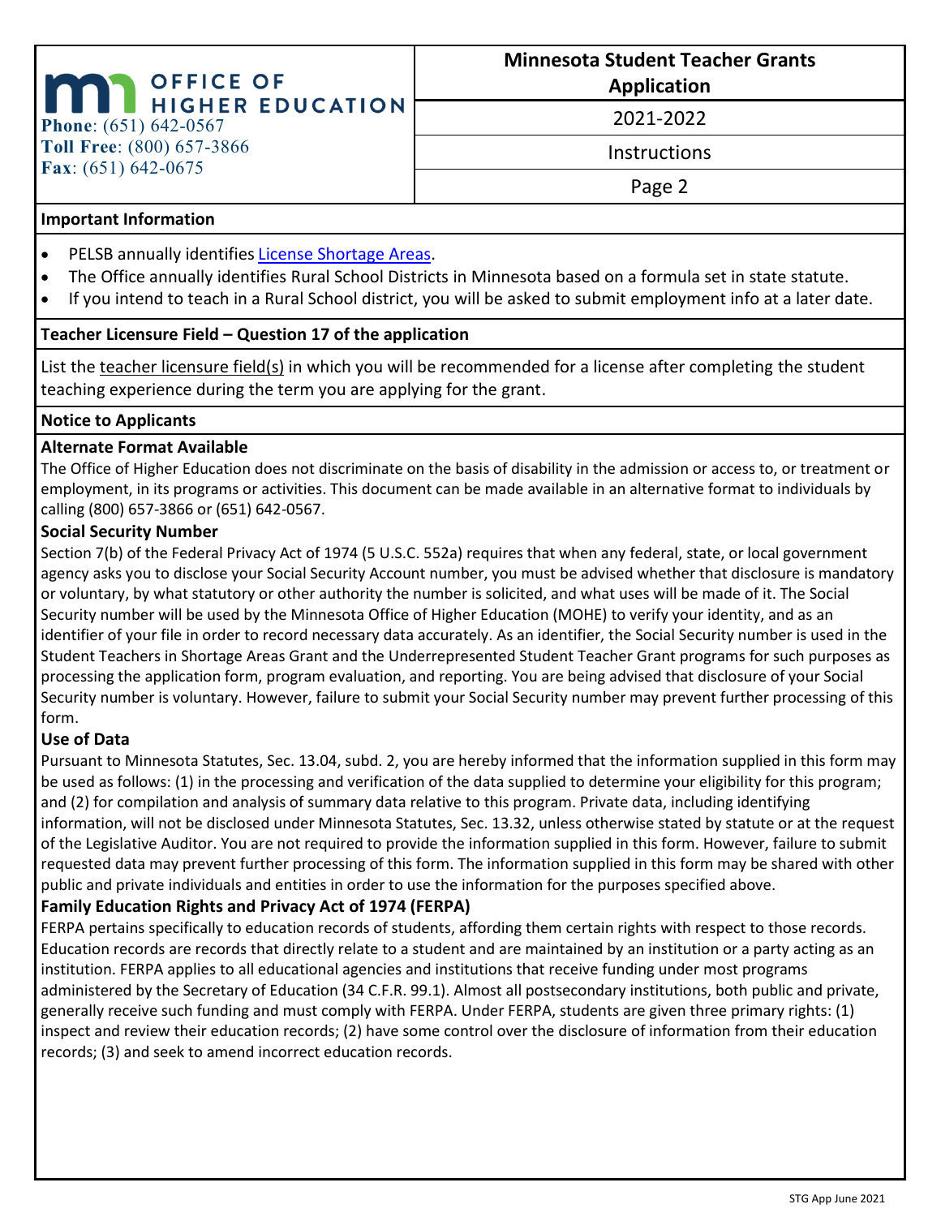**Important Information**

- PELSB annually identifies License Shortage Areas.
- The Office annually identifies Rural School Districts in Minnesota based on a formula set in state statute.
- If you intend to teach in a Rural School district, you will be asked to submit employment info at a later date.

**Teacher Licensure Field – Question 17 of the application**

List the teacher licensure field(s) in which you will be recommended for a license after completing the student teaching experience during the term you are applying for the grant.

**Notice to Applicants**

**Alternate Format Available**

The Office of Higher Education does not discriminate on the basis of disability in the admission or access to, or treatment or employment, in its programs or activities. This document can be made available in an alternative format to individuals by calling (800) 657-3866 or (651) 642-0567.

**Social Security Number**

Section 7(b) of the Federal Privacy Act of 1974 (5 U.S.C. 552a) requires that when any federal, state, or local government agency asks you to disclose your Social Security Account number, you must be advised whether that disclosure is mandatory or voluntary, by what statutory or other authority the number is solicited, and what uses will be made of it. The Social Security number will be used by the Minnesota Office of Higher Education (MOHE) to verify your identity, and as an identifier of your file in order to record necessary data accurately. As an identifier, the Social Security number is used in the Student Teachers in Shortage Areas Grant and the Underrepresented Student Teacher Grant programs for such purposes as processing the application form, program evaluation, and reporting. You are being advised that disclosure of your Social Security number is voluntary. However, failure to submit your Social Security number may prevent further processing of this form.

**Use of Data**

Pursuant to Minnesota Statutes, Sec. 13.04, subd. 2, you are hereby informed that the information supplied in this form may be used as follows: (1) in the processing and verification of the data supplied to determine your eligibility for this program; and (2) for compilation and analysis of summary data relative to this program. Private data, including identifying information, will not be disclosed under Minnesota Statutes, Sec. 13.32, unless otherwise stated by statute or at the request of the Legislative Auditor. You are not required to provide the information supplied in this form. However, failure to submit requested data may prevent further processing of this form. The information supplied in this form may be shared with other public and private individuals and entities in order to use the information for the purposes specified above.

**Family Education Rights and Privacy Act of 1974 (FERPA)**

FERPA pertains specifically to education records of students, affording them certain rights with respect to those records. Education records are records that directly relate to a student and are maintained by an institution or a party acting as an institution. FERPA applies to all educational agencies and institutions that receive funding under most programs administered by the Secretary of Education (34 C.F.R. 99.1). Almost all postsecondary institutions, both public and private, generally receive such funding and must comply with FERPA. Under FERPA, students are given three primary rights: (1) inspect and review their education records; (2) have some control over the disclosure of information from their education records; (3) and seek to amend incorrect education records.